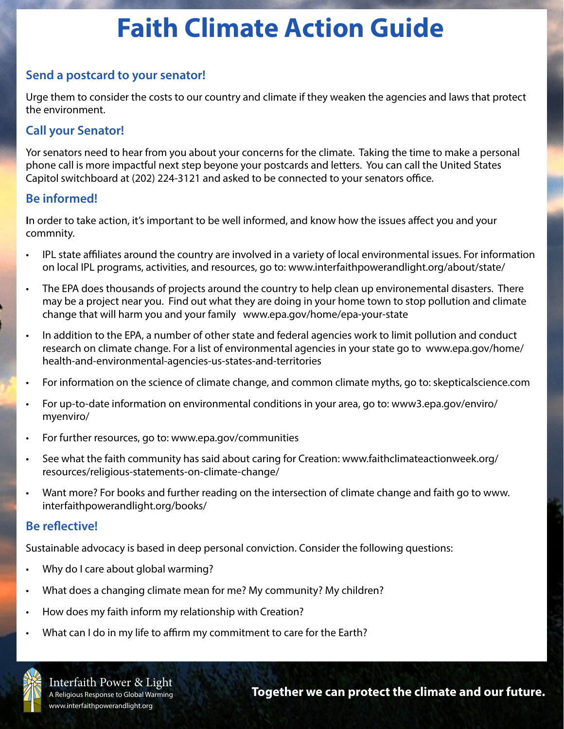# Faith Climate Action Guide

## Send a postcard to your senator!

Urge them to consider the costs to our country and climate if they weaken the agencies and laws that protect the environment.

## Call your Senator!

Yor senators need to hear from you about your concerns for the climate. Taking the time to make a personal phone call is more impactful next step beyone your postcards and letters. You can call the United States Capitol switchboard at (202) 224-3121 and asked to be connected to your senators office.

## Be informed!

In order to take action, it's important to be well informed, and know how the issues affect you and your commnity.

- IPL state affiliates around the country are involved in a variety of local environmental issues. For information on local IPL programs, activities, and resources, go to: www.interfaithpowerandlight.org/about/state/
- The EPA does thousands of projects around the country to help clean up environemental disasters. There may be a project near you. Find out what they are doing in your home town to stop pollution and climate change that will harm you and your family www.epa.gov/home/epa-your-state
- In addition to the EPA, a number of other state and federal agencies work to limit pollution and conduct research on climate change. For a list of environmental agencies in your state go to www.epa.gov/home/health-and-environmental-agencies-us-states-and-territories
- For information on the science of climate change, and common climate myths, go to: skepticalscience.com
- For up-to-date information on environmental conditions in your area, go to: www3.epa.gov/enviro/myenviro/
- For further resources, go to: www.epa.gov/communities
- See what the faith community has said about caring for Creation: www.faithclimateactionweek.org/resources/religious-statements-on-climate-change/
- Want more? For books and further reading on the intersection of climate change and faith go to www.interfaithpowerandlight.org/books/

## Be reflective!

Sustainable advocacy is based in deep personal conviction. Consider the following questions:

- Why do I care about global warming?
- What does a changing climate mean for me? My community? My children?
- How does my faith inform my relationship with Creation?
- What can I do in my life to affirm my commitment to care for the Earth?

Interfaith Power & Light
A Religious Response to Global Warming
www.interfaithpowerandlight.org

**Together we can protect the climate and our future.**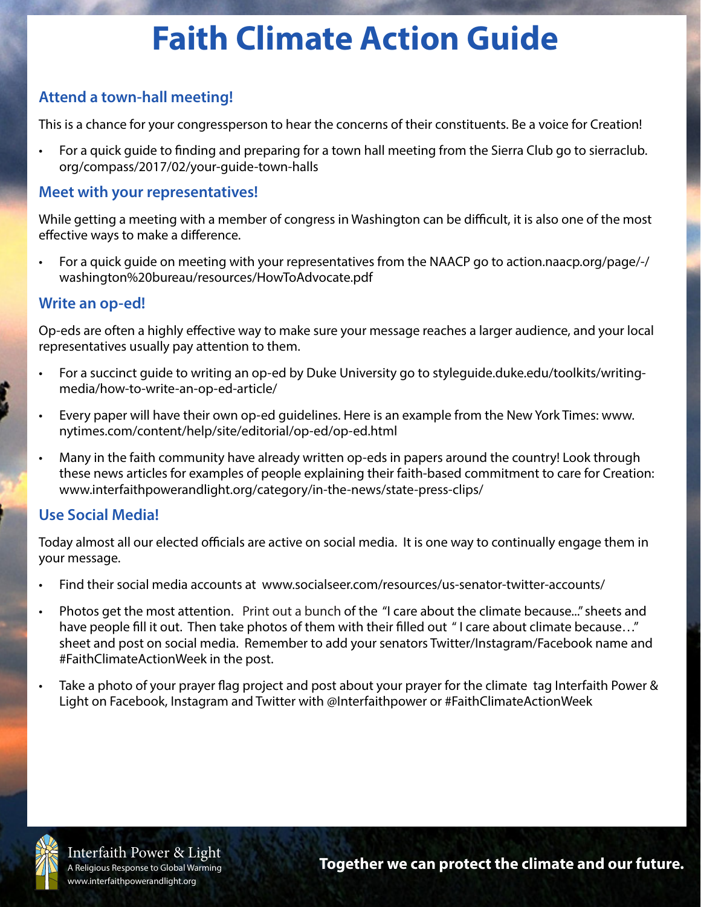# Faith Climate Action Guide

## Attend a town-hall meeting!

This is a chance for your congressperson to hear the concerns of their constituents. Be a voice for Creation!

- For a quick guide to finding and preparing for a town hall meeting from the Sierra Club go to sierraclub.org/compass/2017/02/your-guide-town-halls

## Meet with your representatives!

While getting a meeting with a member of congress in Washington can be difficult, it is also one of the most effective ways to make a difference.

- For a quick guide on meeting with your representatives from the NAACP go to action.naacp.org/page/-/washington%20bureau/resources/HowToAdvocate.pdf

## Write an op-ed!

Op-eds are often a highly effective way to make sure your message reaches a larger audience, and your local representatives usually pay attention to them.

- For a succinct guide to writing an op-ed by Duke University go to styleguide.duke.edu/toolkits/writing-media/how-to-write-an-op-ed-article/
- Every paper will have their own op-ed guidelines. Here is an example from the New York Times: www.nytimes.com/content/help/site/editorial/op-ed/op-ed.html
- Many in the faith community have already written op-eds in papers around the country! Look through these news articles for examples of people explaining their faith-based commitment to care for Creation: www.interfaithpowerandlight.org/category/in-the-news/state-press-clips/

## Use Social Media!

Today almost all our elected officials are active on social media. It is one way to continually engage them in your message.

- Find their social media accounts at www.socialseer.com/resources/us-senator-twitter-accounts/
- Photos get the most attention. Print out a bunch of the "I care about the climate because..." sheets and have people fill it out. Then take photos of them with their filled out " I care about climate because…" sheet and post on social media. Remember to add your senators Twitter/Instagram/Facebook name and #FaithClimateActionWeek in the post.
- Take a photo of your prayer flag project and post about your prayer for the climate tag Interfaith Power & Light on Facebook, Instagram and Twitter with @Interfaithpower or #FaithClimateActionWeek

Interfaith Power & Light
A Religious Response to Global Warming
www.interfaithpowerandlight.org

**Together we can protect the climate and our future.**